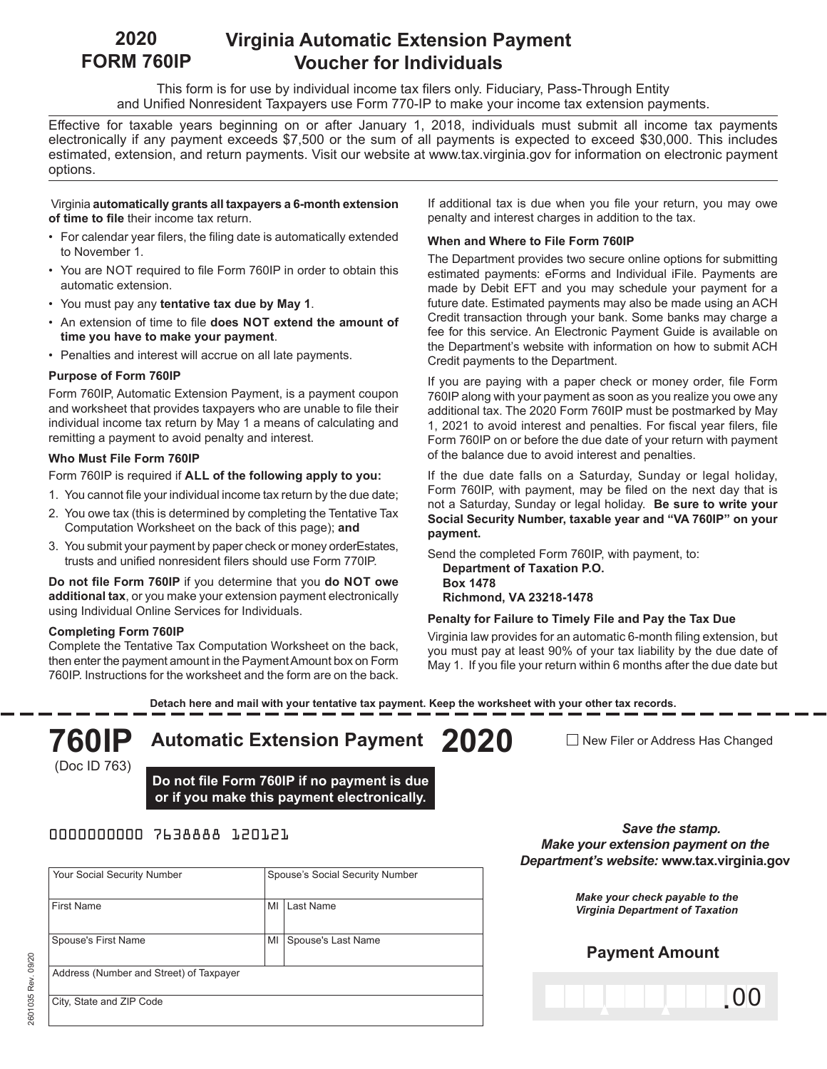# 2020 FORM 760IP

## Virginia Automatic Extension Payment Voucher for Individuals

This form is for use by individual income tax filers only. Fiduciary, Pass-Through Entity and Unified Nonresident Taxpayers use Form 770-IP to make your income tax extension payments.

Effective for taxable years beginning on or after January 1, 2018, individuals must submit all income tax payments electronically if any payment exceeds $7,500 or the sum of all payments is expected to exceed $30,000. This includes estimated, extension, and return payments. Visit our website at www.tax.virginia.gov for information on electronic payment options.

Virginia **automatically grants all taxpayers a 6-month extension of time to file** their income tax return.

- For calendar year filers, the filing date is automatically extended to November 1.
- You are NOT required to file Form 760IP in order to obtain this automatic extension.
- You must pay any **tentative tax due by May 1**.
- An extension of time to file **does NOT extend the amount of time you have to make your payment**.
- Penalties and interest will accrue on all late payments.

### Purpose of Form 760IP

Form 760IP, Automatic Extension Payment, is a payment coupon and worksheet that provides taxpayers who are unable to file their individual income tax return by May 1 a means of calculating and remitting a payment to avoid penalty and interest.

### Who Must File Form 760IP

Form 760IP is required if **ALL of the following apply to you:**

1. You cannot file your individual income tax return by the due date;
2. You owe tax (this is determined by completing the Tentative Tax Computation Worksheet on the back of this page); **and**
3. You submit your payment by paper check or money orderEstates, trusts and unified nonresident filers should use Form 770IP.

**Do not file Form 760IP** if you determine that you **do NOT owe additional tax**, or you make your extension payment electronically using Individual Online Services for Individuals.

### Completing Form 760IP

Complete the Tentative Tax Computation Worksheet on the back, then enter the payment amount in the Payment Amount box on Form 760IP. Instructions for the worksheet and the form are on the back.

If additional tax is due when you file your return, you may owe penalty and interest charges in addition to the tax.

### When and Where to File Form 760IP

The Department provides two secure online options for submitting estimated payments: eForms and Individual iFile. Payments are made by Debit EFT and you may schedule your payment for a future date. Estimated payments may also be made using an ACH Credit transaction through your bank. Some banks may charge a fee for this service. An Electronic Payment Guide is available on the Department's website with information on how to submit ACH Credit payments to the Department.

If you are paying with a paper check or money order, file Form 760IP along with your payment as soon as you realize you owe any additional tax. The 2020 Form 760IP must be postmarked by May 1, 2021 to avoid interest and penalties. For fiscal year filers, file Form 760IP on or before the due date of your return with payment of the balance due to avoid interest and penalties.

If the due date falls on a Saturday, Sunday or legal holiday, Form 760IP, with payment, may be filed on the next day that is not a Saturday, Sunday or legal holiday. **Be sure to write your Social Security Number, taxable year and "VA 760IP" on your payment.**

Send the completed Form 760IP, with payment, to:

**Department of Taxation P.O.**
**Box 1478**
**Richmond, VA 23218-1478**

### Penalty for Failure to Timely File and Pay the Tax Due

Virginia law provides for an automatic 6-month filing extension, but you must pay at least 90% of your tax liability by the due date of May 1. If you file your return within 6 months after the due date but

**Detach here and mail with your tentative tax payment. Keep the worksheet with your other tax records.**

---

# 760IP Automatic Extension Payment 2020

(Doc ID 763)

☐ New Filer or Address Has Changed

**Do not file Form 760IP if no payment is due or if you make this payment electronically.**

0000000000 7638888 120121

***Save the stamp. Make your extension payment on the Department's website:* www.tax.virginia.gov**

***Make your check payable to the Virginia Department of Taxation***

| Your Social Security Number | | Spouse's Social Security Number |
|---|---|---|
| First Name | MI | Last Name |
| Spouse's First Name | MI | Spouse's Last Name |
| Address (Number and Street) of Taxpayer | | |
| City, State and ZIP Code | | |

**Payment Amount**

.00

2601035 Rev. 09/20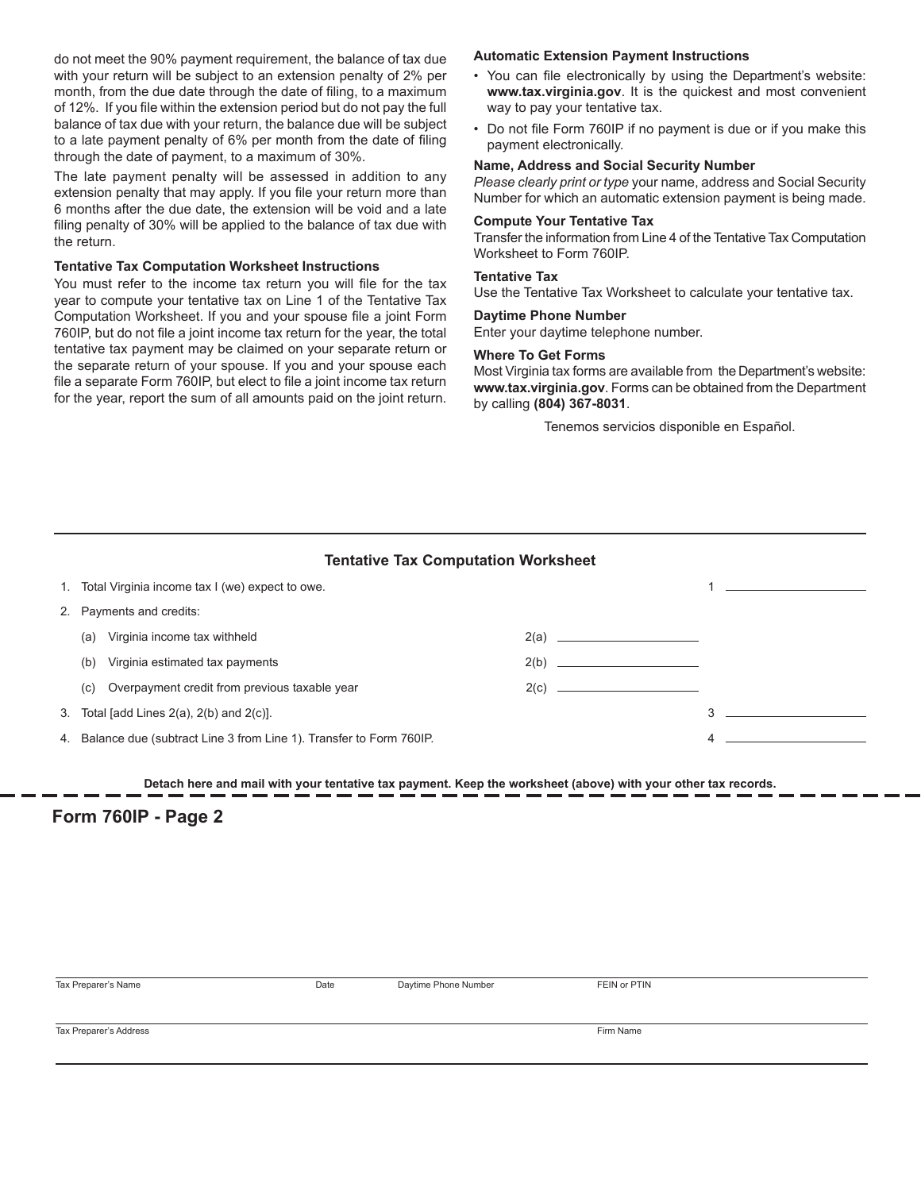do not meet the 90% payment requirement, the balance of tax due with your return will be subject to an extension penalty of 2% per month, from the due date through the date of filing, to a maximum of 12%. If you file within the extension period but do not pay the full balance of tax due with your return, the balance due will be subject to a late payment penalty of 6% per month from the date of filing through the date of payment, to a maximum of 30%.

The late payment penalty will be assessed in addition to any extension penalty that may apply. If you file your return more than 6 months after the due date, the extension will be void and a late filing penalty of 30% will be applied to the balance of tax due with the return.

**Tentative Tax Computation Worksheet Instructions**

You must refer to the income tax return you will file for the tax year to compute your tentative tax on Line 1 of the Tentative Tax Computation Worksheet. If you and your spouse file a joint Form 760IP, but do not file a joint income tax return for the year, the total tentative tax payment may be claimed on your separate return or the separate return of your spouse. If you and your spouse each file a separate Form 760IP, but elect to file a joint income tax return for the year, report the sum of all amounts paid on the joint return.

**Automatic Extension Payment Instructions**

- You can file electronically by using the Department's website: **www.tax.virginia.gov**. It is the quickest and most convenient way to pay your tentative tax.
- Do not file Form 760IP if no payment is due or if you make this payment electronically.

**Name, Address and Social Security Number**

*Please clearly print or type* your name, address and Social Security Number for which an automatic extension payment is being made.

**Compute Your Tentative Tax**

Transfer the information from Line 4 of the Tentative Tax Computation Worksheet to Form 760IP.

**Tentative Tax**

Use the Tentative Tax Worksheet to calculate your tentative tax.

**Daytime Phone Number**

Enter your daytime telephone number.

**Where To Get Forms**

Most Virginia tax forms are available from the Department's website: **www.tax.virginia.gov**. Forms can be obtained from the Department by calling **(804) 367-8031**.

Tenemos servicios disponible en Español.

### Tentative Tax Computation Worksheet

| | | | | |
|---|---|---|---|---|
| 1. | Total Virginia income tax I (we) expect to owe. | | 1 | |
| 2. | Payments and credits: | | | |
| | (a) Virginia income tax withheld | 2(a) | | |
| | (b) Virginia estimated tax payments | 2(b) | | |
| | (c) Overpayment credit from previous taxable year | 2(c) | | |
| 3. | Total [add Lines 2(a), 2(b) and 2(c)]. | | 3 | |
| 4. | Balance due (subtract Line 3 from Line 1). Transfer to Form 760IP. | | 4 | |

**Detach here and mail with your tentative tax payment. Keep the worksheet (above) with your other tax records.**

## Form 760IP - Page 2

| Tax Preparer's Name | Date | Daytime Phone Number | FEIN or PTIN |
|---|---|---|---|
| Tax Preparer's Address | | | Firm Name |